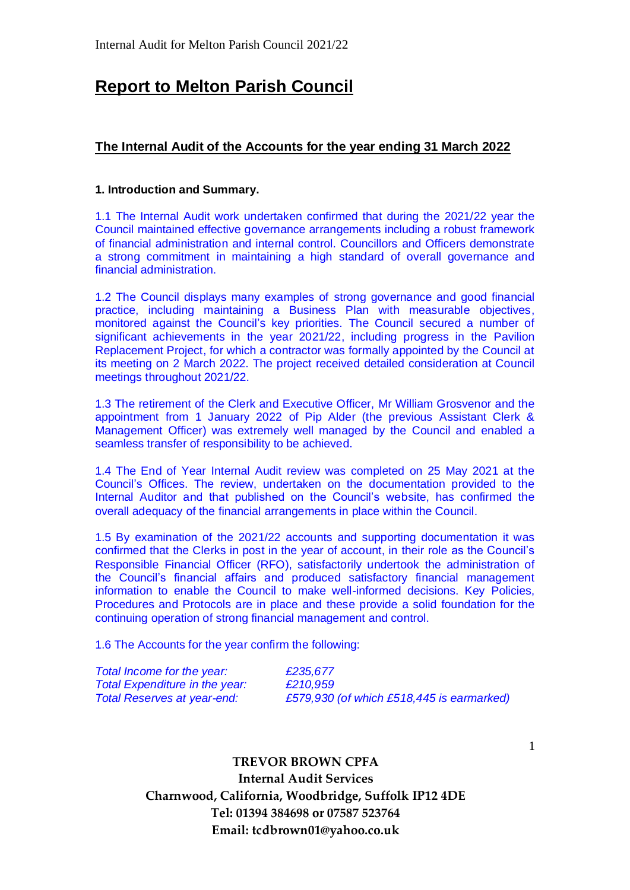# Report to Melton Parish Council

## The Internal Audit of the Accounts for the year ending 31 March 2022

### 1. Introduction and Summary.

1.1 The Internal Audit work undertaken confirmed that during the 2021/22 year the Council maintained effective governance arrangements including a robust framework of financial administration and internal control. Councillors and Officers demonstrate a strong commitment in maintaining a high standard of overall governance and financial administration.

1.2 The Council displays many examples of strong governance and good financial practice, including maintaining a Business Plan with measurable objectives, monitored against the Council's key priorities. The Council secured a number of significant achievements in the year 2021/22, including progress in the Pavilion Replacement Project, for which a contractor was formally appointed by the Council at its meeting on 2 March 2022. The project received detailed consideration at Council meetings throughout 2021/22.

1.3 The retirement of the Clerk and Executive Officer, Mr William Grosvenor and the appointment from 1 January 2022 of Pip Alder (the previous Assistant Clerk & Management Officer) was extremely well managed by the Council and enabled a seamless transfer of responsibility to be achieved.

1.4 The End of Year Internal Audit review was completed on 25 May 2021 at the Council's Offices. The review, undertaken on the documentation provided to the Internal Auditor and that published on the Council's website, has confirmed the overall adequacy of the financial arrangements in place within the Council.

1.5 By examination of the 2021/22 accounts and supporting documentation it was confirmed that the Clerks in post in the year of account, in their role as the Council's Responsible Financial Officer (RFO), satisfactorily undertook the administration of the Council's financial affairs and produced satisfactory financial management information to enable the Council to make well-informed decisions. Key Policies, Procedures and Protocols are in place and these provide a solid foundation for the continuing operation of strong financial management and control.

1.6 The Accounts for the year confirm the following:

*Total Income for the year:* *£235,677*
*Total Expenditure in the year:* *£210,959*
*Total Reserves at year-end:* *£579,930 (of which £518,445 is earmarked)*

**TREVOR BROWN CPFA**
**Internal Audit Services**
**Charnwood, California, Woodbridge, Suffolk IP12 4DE**
**Tel: 01394 384698 or 07587 523764**
**Email: tcdbrown01@yahoo.co.uk**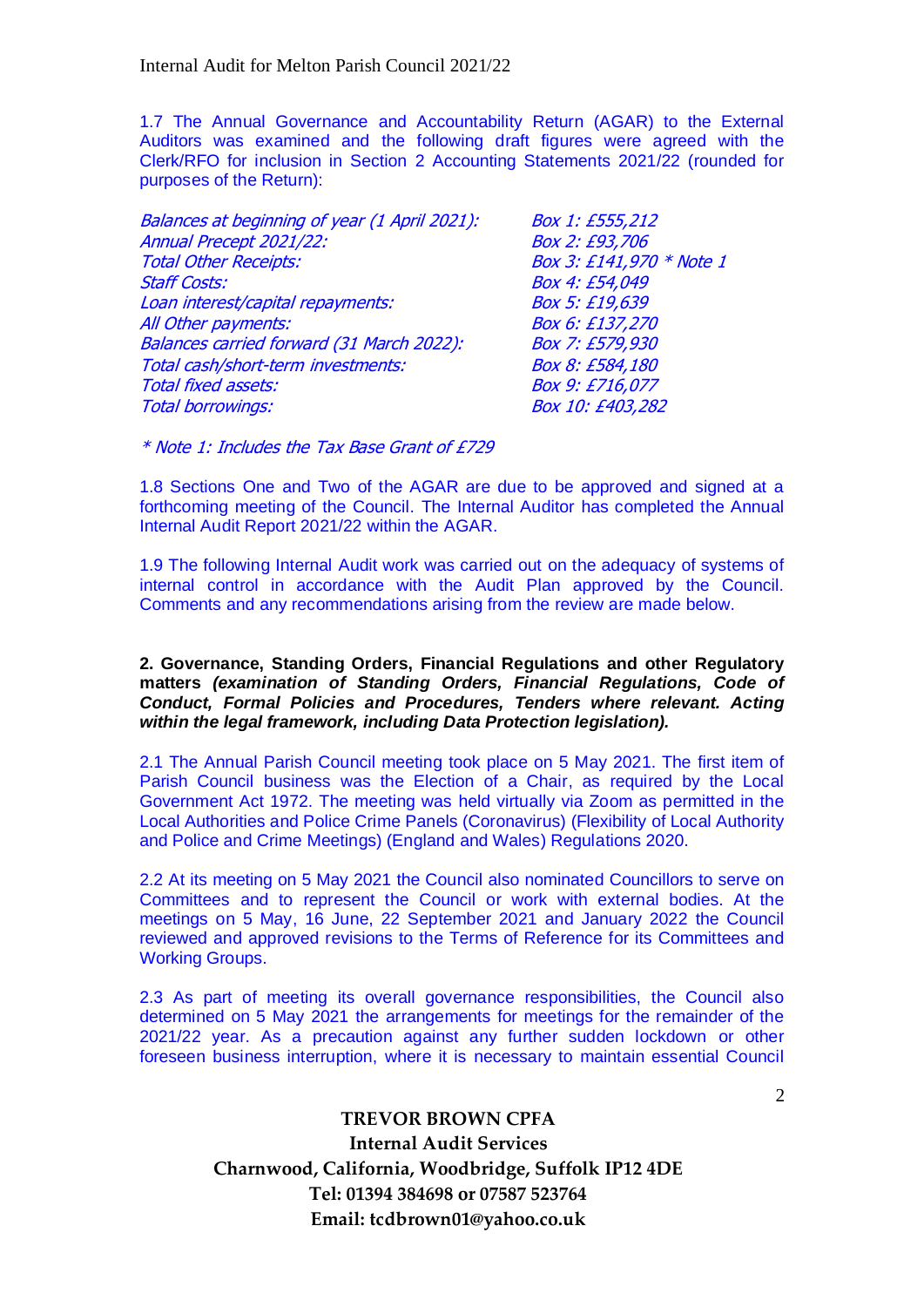1.7 The Annual Governance and Accountability Return (AGAR) to the External Auditors was examined and the following draft figures were agreed with the Clerk/RFO for inclusion in Section 2 Accounting Statements 2021/22 (rounded for purposes of the Return):

| | |
|---|---|
| *Balances at beginning of year (1 April 2021):* | *Box 1: £555,212* |
| *Annual Precept 2021/22:* | *Box 2: £93,706* |
| *Total Other Receipts:* | *Box 3: £141,970 * Note 1* |
| *Staff Costs:* | *Box 4: £54,049* |
| *Loan interest/capital repayments:* | *Box 5: £19,639* |
| *All Other payments:* | *Box 6: £137,270* |
| *Balances carried forward (31 March 2022):* | *Box 7: £579,930* |
| *Total cash/short-term investments:* | *Box 8: £584,180* |
| *Total fixed assets:* | *Box 9: £716,077* |
| *Total borrowings:* | *Box 10: £403,282* |

*\* Note 1: Includes the Tax Base Grant of £729*

1.8 Sections One and Two of the AGAR are due to be approved and signed at a forthcoming meeting of the Council. The Internal Auditor has completed the Annual Internal Audit Report 2021/22 within the AGAR.

1.9 The following Internal Audit work was carried out on the adequacy of systems of internal control in accordance with the Audit Plan approved by the Council. Comments and any recommendations arising from the review are made below.

**2. Governance, Standing Orders, Financial Regulations and other Regulatory matters *(examination of Standing Orders, Financial Regulations, Code of Conduct, Formal Policies and Procedures, Tenders where relevant. Acting within the legal framework, including Data Protection legislation).***

2.1 The Annual Parish Council meeting took place on 5 May 2021. The first item of Parish Council business was the Election of a Chair, as required by the Local Government Act 1972. The meeting was held virtually via Zoom as permitted in the Local Authorities and Police Crime Panels (Coronavirus) (Flexibility of Local Authority and Police and Crime Meetings) (England and Wales) Regulations 2020.

2.2 At its meeting on 5 May 2021 the Council also nominated Councillors to serve on Committees and to represent the Council or work with external bodies. At the meetings on 5 May, 16 June, 22 September 2021 and January 2022 the Council reviewed and approved revisions to the Terms of Reference for its Committees and Working Groups.

2.3 As part of meeting its overall governance responsibilities, the Council also determined on 5 May 2021 the arrangements for meetings for the remainder of the 2021/22 year. As a precaution against any further sudden lockdown or other foreseen business interruption, where it is necessary to maintain essential Council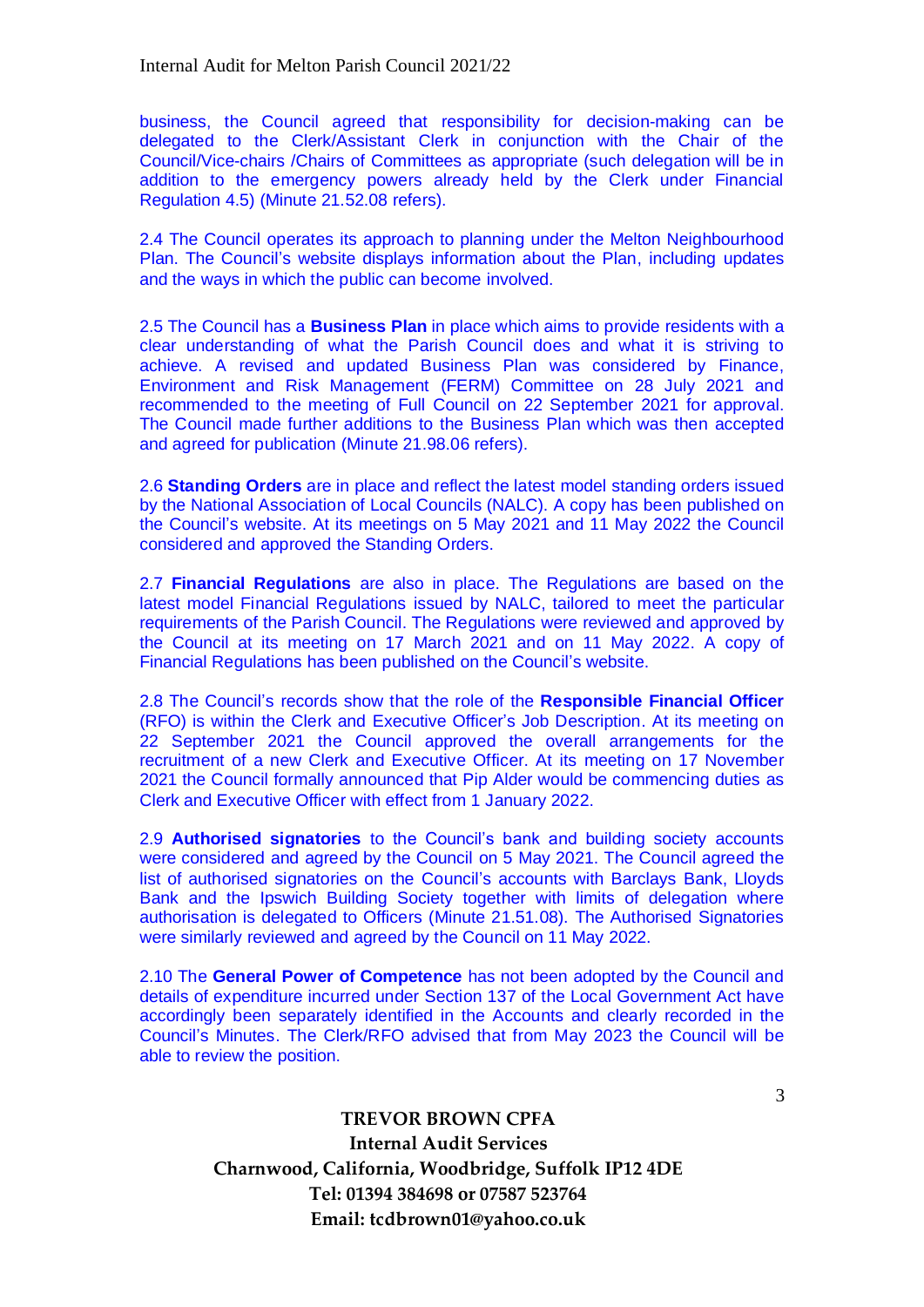business, the Council agreed that responsibility for decision-making can be delegated to the Clerk/Assistant Clerk in conjunction with the Chair of the Council/Vice-chairs /Chairs of Committees as appropriate (such delegation will be in addition to the emergency powers already held by the Clerk under Financial Regulation 4.5) (Minute 21.52.08 refers).

2.4 The Council operates its approach to planning under the Melton Neighbourhood Plan. The Council's website displays information about the Plan, including updates and the ways in which the public can become involved.

2.5 The Council has a **Business Plan** in place which aims to provide residents with a clear understanding of what the Parish Council does and what it is striving to achieve. A revised and updated Business Plan was considered by Finance, Environment and Risk Management (FERM) Committee on 28 July 2021 and recommended to the meeting of Full Council on 22 September 2021 for approval. The Council made further additions to the Business Plan which was then accepted and agreed for publication (Minute 21.98.06 refers).

2.6 **Standing Orders** are in place and reflect the latest model standing orders issued by the National Association of Local Councils (NALC). A copy has been published on the Council's website. At its meetings on 5 May 2021 and 11 May 2022 the Council considered and approved the Standing Orders.

2.7 **Financial Regulations** are also in place. The Regulations are based on the latest model Financial Regulations issued by NALC, tailored to meet the particular requirements of the Parish Council. The Regulations were reviewed and approved by the Council at its meeting on 17 March 2021 and on 11 May 2022. A copy of Financial Regulations has been published on the Council's website.

2.8 The Council's records show that the role of the **Responsible Financial Officer** (RFO) is within the Clerk and Executive Officer's Job Description. At its meeting on 22 September 2021 the Council approved the overall arrangements for the recruitment of a new Clerk and Executive Officer. At its meeting on 17 November 2021 the Council formally announced that Pip Alder would be commencing duties as Clerk and Executive Officer with effect from 1 January 2022.

2.9 **Authorised signatories** to the Council's bank and building society accounts were considered and agreed by the Council on 5 May 2021. The Council agreed the list of authorised signatories on the Council's accounts with Barclays Bank, Lloyds Bank and the Ipswich Building Society together with limits of delegation where authorisation is delegated to Officers (Minute 21.51.08). The Authorised Signatories were similarly reviewed and agreed by the Council on 11 May 2022.

2.10 The **General Power of Competence** has not been adopted by the Council and details of expenditure incurred under Section 137 of the Local Government Act have accordingly been separately identified in the Accounts and clearly recorded in the Council's Minutes. The Clerk/RFO advised that from May 2023 the Council will be able to review the position.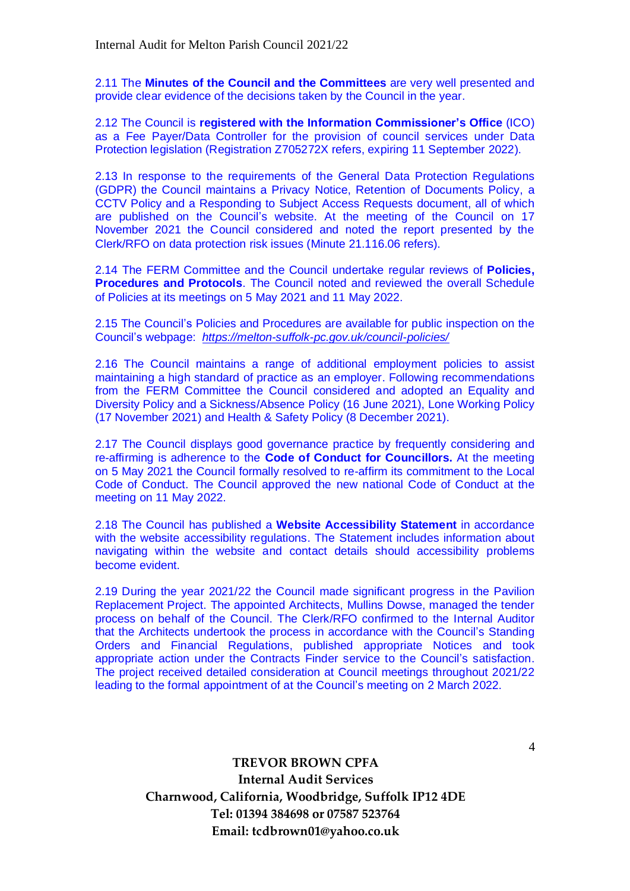2.11 The **Minutes of the Council and the Committees** are very well presented and provide clear evidence of the decisions taken by the Council in the year.

2.12 The Council is **registered with the Information Commissioner's Office** (ICO) as a Fee Payer/Data Controller for the provision of council services under Data Protection legislation (Registration Z705272X refers, expiring 11 September 2022).

2.13 In response to the requirements of the General Data Protection Regulations (GDPR) the Council maintains a Privacy Notice, Retention of Documents Policy, a CCTV Policy and a Responding to Subject Access Requests document, all of which are published on the Council's website. At the meeting of the Council on 17 November 2021 the Council considered and noted the report presented by the Clerk/RFO on data protection risk issues (Minute 21.116.06 refers).

2.14 The FERM Committee and the Council undertake regular reviews of **Policies, Procedures and Protocols**. The Council noted and reviewed the overall Schedule of Policies at its meetings on 5 May 2021 and 11 May 2022.

2.15 The Council's Policies and Procedures are available for public inspection on the Council's webpage: *https://melton-suffolk-pc.gov.uk/council-policies/*

2.16 The Council maintains a range of additional employment policies to assist maintaining a high standard of practice as an employer. Following recommendations from the FERM Committee the Council considered and adopted an Equality and Diversity Policy and a Sickness/Absence Policy (16 June 2021), Lone Working Policy (17 November 2021) and Health & Safety Policy (8 December 2021).

2.17 The Council displays good governance practice by frequently considering and re-affirming is adherence to the **Code of Conduct for Councillors.** At the meeting on 5 May 2021 the Council formally resolved to re-affirm its commitment to the Local Code of Conduct. The Council approved the new national Code of Conduct at the meeting on 11 May 2022.

2.18 The Council has published a **Website Accessibility Statement** in accordance with the website accessibility regulations. The Statement includes information about navigating within the website and contact details should accessibility problems become evident.

2.19 During the year 2021/22 the Council made significant progress in the Pavilion Replacement Project. The appointed Architects, Mullins Dowse, managed the tender process on behalf of the Council. The Clerk/RFO confirmed to the Internal Auditor that the Architects undertook the process in accordance with the Council's Standing Orders and Financial Regulations, published appropriate Notices and took appropriate action under the Contracts Finder service to the Council's satisfaction. The project received detailed consideration at Council meetings throughout 2021/22 leading to the formal appointment of at the Council's meeting on 2 March 2022.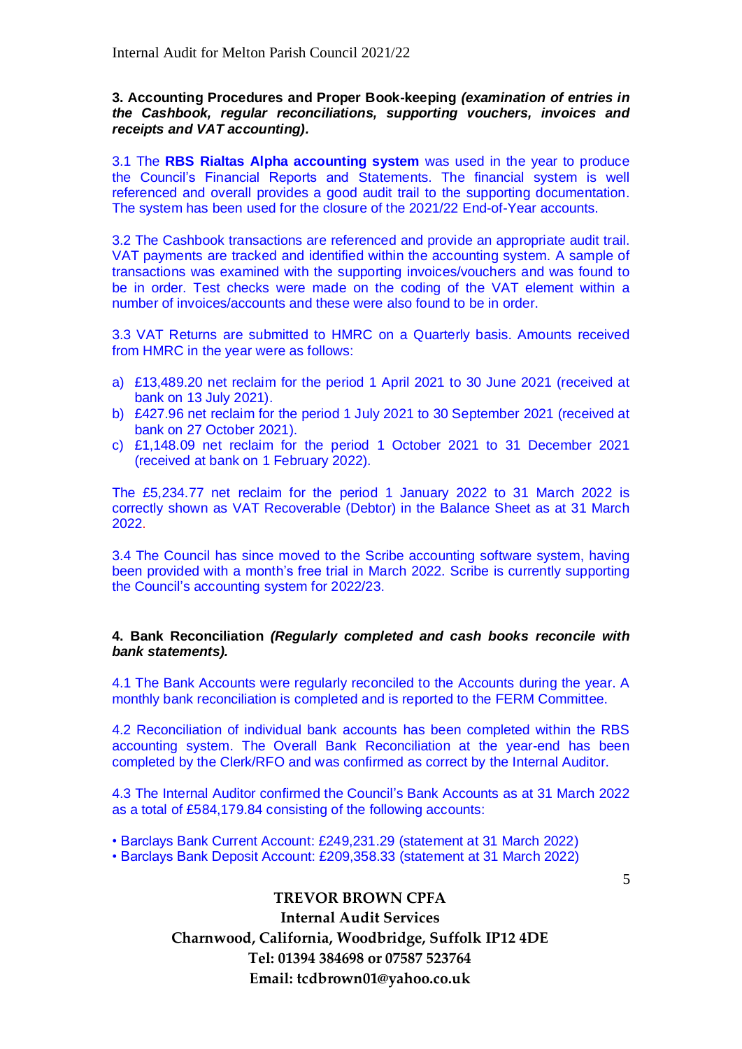**3. Accounting Procedures and Proper Book-keeping** ***(examination of entries in the Cashbook, regular reconciliations, supporting vouchers, invoices and receipts and VAT accounting).***

3.1 The **RBS Rialtas Alpha accounting system** was used in the year to produce the Council's Financial Reports and Statements. The financial system is well referenced and overall provides a good audit trail to the supporting documentation. The system has been used for the closure of the 2021/22 End-of-Year accounts.

3.2 The Cashbook transactions are referenced and provide an appropriate audit trail. VAT payments are tracked and identified within the accounting system. A sample of transactions was examined with the supporting invoices/vouchers and was found to be in order. Test checks were made on the coding of the VAT element within a number of invoices/accounts and these were also found to be in order.

3.3 VAT Returns are submitted to HMRC on a Quarterly basis. Amounts received from HMRC in the year were as follows:

a) £13,489.20 net reclaim for the period 1 April 2021 to 30 June 2021 (received at bank on 13 July 2021).
b) £427.96 net reclaim for the period 1 July 2021 to 30 September 2021 (received at bank on 27 October 2021).
c) £1,148.09 net reclaim for the period 1 October 2021 to 31 December 2021 (received at bank on 1 February 2022).

The £5,234.77 net reclaim for the period 1 January 2022 to 31 March 2022 is correctly shown as VAT Recoverable (Debtor) in the Balance Sheet as at 31 March 2022.

3.4 The Council has since moved to the Scribe accounting software system, having been provided with a month's free trial in March 2022. Scribe is currently supporting the Council's accounting system for 2022/23.

**4. Bank Reconciliation** ***(Regularly completed and cash books reconcile with bank statements).***

4.1 The Bank Accounts were regularly reconciled to the Accounts during the year. A monthly bank reconciliation is completed and is reported to the FERM Committee.

4.2 Reconciliation of individual bank accounts has been completed within the RBS accounting system. The Overall Bank Reconciliation at the year-end has been completed by the Clerk/RFO and was confirmed as correct by the Internal Auditor.

4.3 The Internal Auditor confirmed the Council's Bank Accounts as at 31 March 2022 as a total of £584,179.84 consisting of the following accounts:

- Barclays Bank Current Account: £249,231.29 (statement at 31 March 2022)
- Barclays Bank Deposit Account: £209,358.33 (statement at 31 March 2022)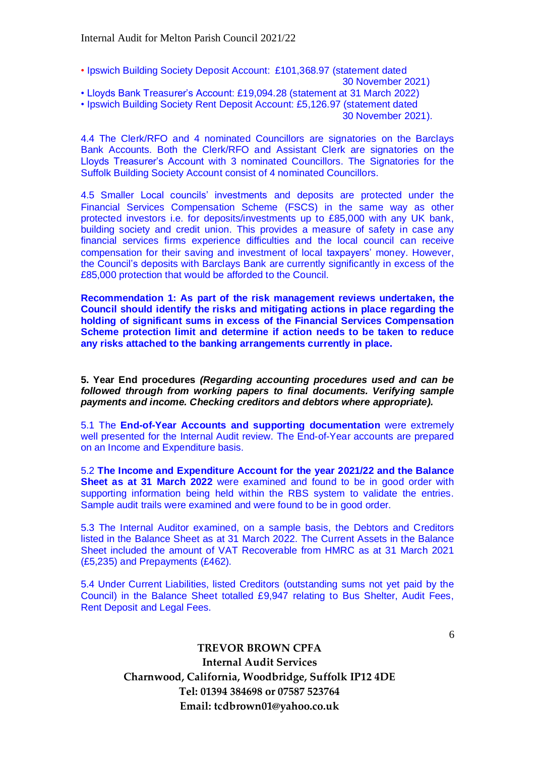- Ipswich Building Society Deposit Account: £101,368.97 (statement dated 30 November 2021)
- Lloyds Bank Treasurer's Account: £19,094.28 (statement at 31 March 2022)
- Ipswich Building Society Rent Deposit Account: £5,126.97 (statement dated 30 November 2021).

4.4 The Clerk/RFO and 4 nominated Councillors are signatories on the Barclays Bank Accounts. Both the Clerk/RFO and Assistant Clerk are signatories on the Lloyds Treasurer's Account with 3 nominated Councillors. The Signatories for the Suffolk Building Society Account consist of 4 nominated Councillors.

4.5 Smaller Local councils' investments and deposits are protected under the Financial Services Compensation Scheme (FSCS) in the same way as other protected investors i.e. for deposits/investments up to £85,000 with any UK bank, building society and credit union. This provides a measure of safety in case any financial services firms experience difficulties and the local council can receive compensation for their saving and investment of local taxpayers' money. However, the Council's deposits with Barclays Bank are currently significantly in excess of the £85,000 protection that would be afforded to the Council.

**Recommendation 1: As part of the risk management reviews undertaken, the Council should identify the risks and mitigating actions in place regarding the holding of significant sums in excess of the Financial Services Compensation Scheme protection limit and determine if action needs to be taken to reduce any risks attached to the banking arrangements currently in place.**

**5. Year End procedures** ***(Regarding accounting procedures used and can be followed through from working papers to final documents. Verifying sample payments and income. Checking creditors and debtors where appropriate).***

5.1 The **End-of-Year Accounts and supporting documentation** were extremely well presented for the Internal Audit review. The End-of-Year accounts are prepared on an Income and Expenditure basis.

5.2 **The Income and Expenditure Account for the year 2021/22 and the Balance Sheet as at 31 March 2022** were examined and found to be in good order with supporting information being held within the RBS system to validate the entries. Sample audit trails were examined and were found to be in good order.

5.3 The Internal Auditor examined, on a sample basis, the Debtors and Creditors listed in the Balance Sheet as at 31 March 2022. The Current Assets in the Balance Sheet included the amount of VAT Recoverable from HMRC as at 31 March 2021 (£5,235) and Prepayments (£462).

5.4 Under Current Liabilities, listed Creditors (outstanding sums not yet paid by the Council) in the Balance Sheet totalled £9,947 relating to Bus Shelter, Audit Fees, Rent Deposit and Legal Fees.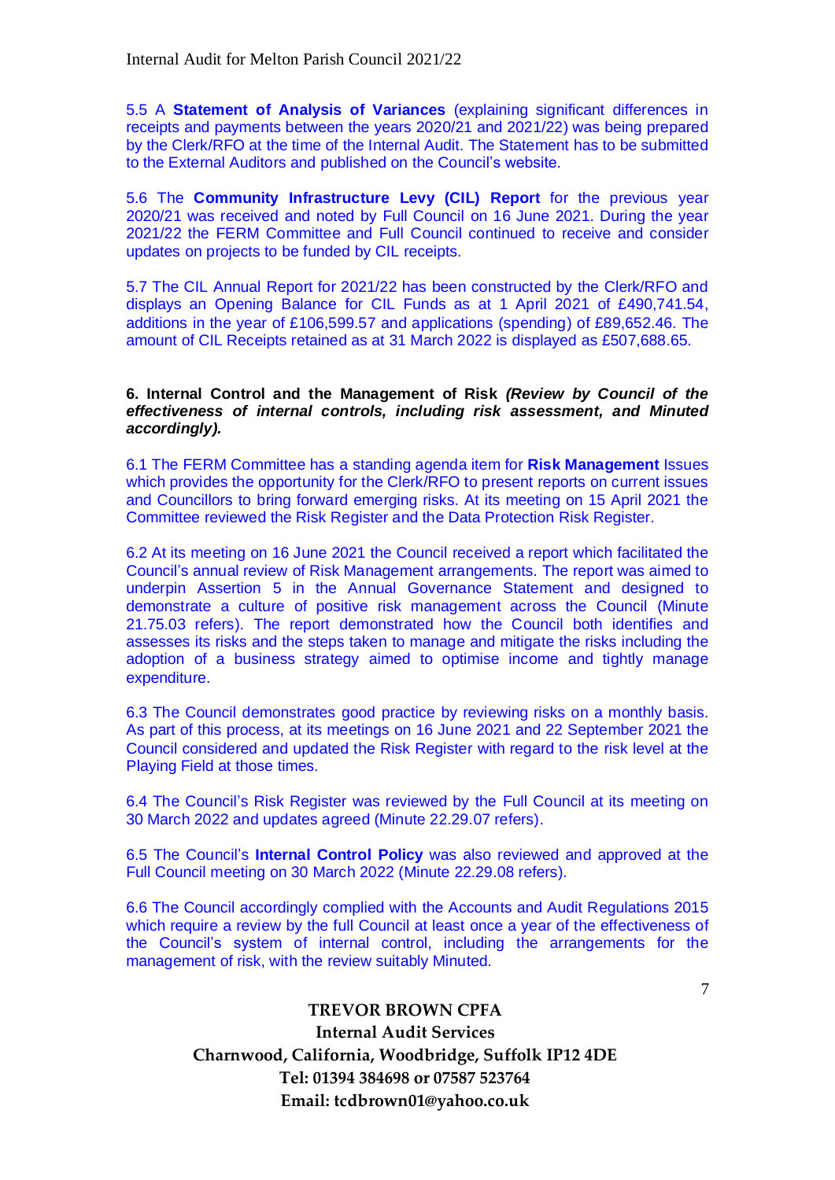5.5 A **Statement of Analysis of Variances** (explaining significant differences in receipts and payments between the years 2020/21 and 2021/22) was being prepared by the Clerk/RFO at the time of the Internal Audit. The Statement has to be submitted to the External Auditors and published on the Council's website.

5.6 The **Community Infrastructure Levy (CIL) Report** for the previous year 2020/21 was received and noted by Full Council on 16 June 2021. During the year 2021/22 the FERM Committee and Full Council continued to receive and consider updates on projects to be funded by CIL receipts.

5.7 The CIL Annual Report for 2021/22 has been constructed by the Clerk/RFO and displays an Opening Balance for CIL Funds as at 1 April 2021 of £490,741.54, additions in the year of £106,599.57 and applications (spending) of £89,652.46. The amount of CIL Receipts retained as at 31 March 2022 is displayed as £507,688.65.

**6. Internal Control and the Management of Risk** ***(Review by Council of the effectiveness of internal controls, including risk assessment, and Minuted accordingly).***

6.1 The FERM Committee has a standing agenda item for **Risk Management** Issues which provides the opportunity for the Clerk/RFO to present reports on current issues and Councillors to bring forward emerging risks. At its meeting on 15 April 2021 the Committee reviewed the Risk Register and the Data Protection Risk Register.

6.2 At its meeting on 16 June 2021 the Council received a report which facilitated the Council's annual review of Risk Management arrangements. The report was aimed to underpin Assertion 5 in the Annual Governance Statement and designed to demonstrate a culture of positive risk management across the Council (Minute 21.75.03 refers). The report demonstrated how the Council both identifies and assesses its risks and the steps taken to manage and mitigate the risks including the adoption of a business strategy aimed to optimise income and tightly manage expenditure.

6.3 The Council demonstrates good practice by reviewing risks on a monthly basis. As part of this process, at its meetings on 16 June 2021 and 22 September 2021 the Council considered and updated the Risk Register with regard to the risk level at the Playing Field at those times.

6.4 The Council's Risk Register was reviewed by the Full Council at its meeting on 30 March 2022 and updates agreed (Minute 22.29.07 refers).

6.5 The Council's **Internal Control Policy** was also reviewed and approved at the Full Council meeting on 30 March 2022 (Minute 22.29.08 refers).

6.6 The Council accordingly complied with the Accounts and Audit Regulations 2015 which require a review by the full Council at least once a year of the effectiveness of the Council's system of internal control, including the arrangements for the management of risk, with the review suitably Minuted.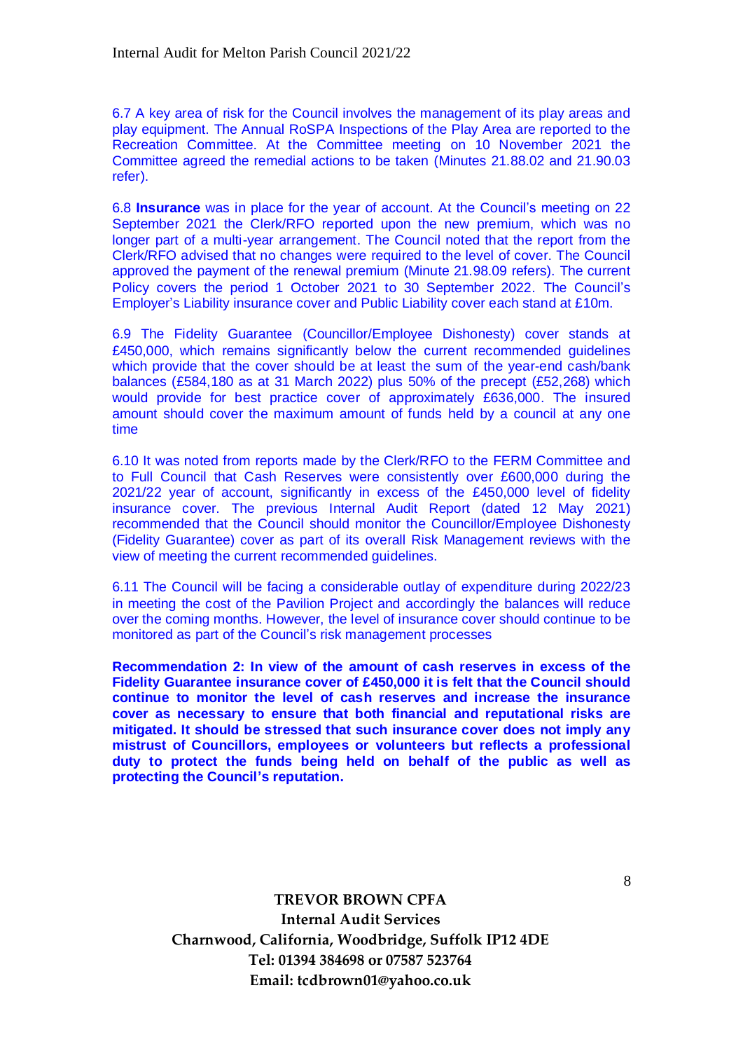6.7 A key area of risk for the Council involves the management of its play areas and play equipment. The Annual RoSPA Inspections of the Play Area are reported to the Recreation Committee. At the Committee meeting on 10 November 2021 the Committee agreed the remedial actions to be taken (Minutes 21.88.02 and 21.90.03 refer).

6.8 **Insurance** was in place for the year of account. At the Council's meeting on 22 September 2021 the Clerk/RFO reported upon the new premium, which was no longer part of a multi-year arrangement. The Council noted that the report from the Clerk/RFO advised that no changes were required to the level of cover. The Council approved the payment of the renewal premium (Minute 21.98.09 refers). The current Policy covers the period 1 October 2021 to 30 September 2022. The Council's Employer's Liability insurance cover and Public Liability cover each stand at £10m.

6.9 The Fidelity Guarantee (Councillor/Employee Dishonesty) cover stands at £450,000, which remains significantly below the current recommended guidelines which provide that the cover should be at least the sum of the year-end cash/bank balances (£584,180 as at 31 March 2022) plus 50% of the precept (£52,268) which would provide for best practice cover of approximately £636,000. The insured amount should cover the maximum amount of funds held by a council at any one time

6.10 It was noted from reports made by the Clerk/RFO to the FERM Committee and to Full Council that Cash Reserves were consistently over £600,000 during the 2021/22 year of account, significantly in excess of the £450,000 level of fidelity insurance cover. The previous Internal Audit Report (dated 12 May 2021) recommended that the Council should monitor the Councillor/Employee Dishonesty (Fidelity Guarantee) cover as part of its overall Risk Management reviews with the view of meeting the current recommended guidelines.

6.11 The Council will be facing a considerable outlay of expenditure during 2022/23 in meeting the cost of the Pavilion Project and accordingly the balances will reduce over the coming months. However, the level of insurance cover should continue to be monitored as part of the Council's risk management processes

**Recommendation 2: In view of the amount of cash reserves in excess of the Fidelity Guarantee insurance cover of £450,000 it is felt that the Council should continue to monitor the level of cash reserves and increase the insurance cover as necessary to ensure that both financial and reputational risks are mitigated. It should be stressed that such insurance cover does not imply any mistrust of Councillors, employees or volunteers but reflects a professional duty to protect the funds being held on behalf of the public as well as protecting the Council's reputation.**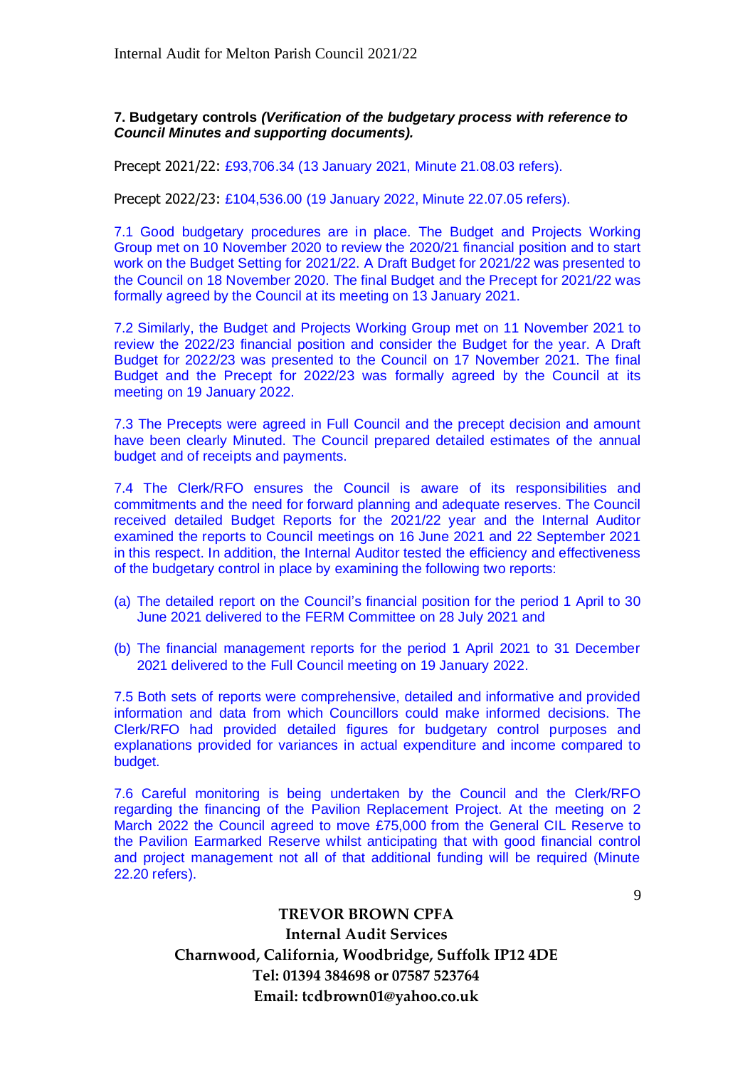**7. Budgetary controls *(Verification of the budgetary process with reference to Council Minutes and supporting documents).***

Precept 2021/22: £93,706.34 (13 January 2021, Minute 21.08.03 refers).

Precept 2022/23: £104,536.00 (19 January 2022, Minute 22.07.05 refers).

7.1 Good budgetary procedures are in place. The Budget and Projects Working Group met on 10 November 2020 to review the 2020/21 financial position and to start work on the Budget Setting for 2021/22. A Draft Budget for 2021/22 was presented to the Council on 18 November 2020. The final Budget and the Precept for 2021/22 was formally agreed by the Council at its meeting on 13 January 2021.

7.2 Similarly, the Budget and Projects Working Group met on 11 November 2021 to review the 2022/23 financial position and consider the Budget for the year. A Draft Budget for 2022/23 was presented to the Council on 17 November 2021. The final Budget and the Precept for 2022/23 was formally agreed by the Council at its meeting on 19 January 2022.

7.3 The Precepts were agreed in Full Council and the precept decision and amount have been clearly Minuted. The Council prepared detailed estimates of the annual budget and of receipts and payments.

7.4 The Clerk/RFO ensures the Council is aware of its responsibilities and commitments and the need for forward planning and adequate reserves. The Council received detailed Budget Reports for the 2021/22 year and the Internal Auditor examined the reports to Council meetings on 16 June 2021 and 22 September 2021 in this respect. In addition, the Internal Auditor tested the efficiency and effectiveness of the budgetary control in place by examining the following two reports:

(a) The detailed report on the Council's financial position for the period 1 April to 30 June 2021 delivered to the FERM Committee on 28 July 2021 and

(b) The financial management reports for the period 1 April 2021 to 31 December 2021 delivered to the Full Council meeting on 19 January 2022.

7.5 Both sets of reports were comprehensive, detailed and informative and provided information and data from which Councillors could make informed decisions. The Clerk/RFO had provided detailed figures for budgetary control purposes and explanations provided for variances in actual expenditure and income compared to budget.

7.6 Careful monitoring is being undertaken by the Council and the Clerk/RFO regarding the financing of the Pavilion Replacement Project. At the meeting on 2 March 2022 the Council agreed to move £75,000 from the General CIL Reserve to the Pavilion Earmarked Reserve whilst anticipating that with good financial control and project management not all of that additional funding will be required (Minute 22.20 refers).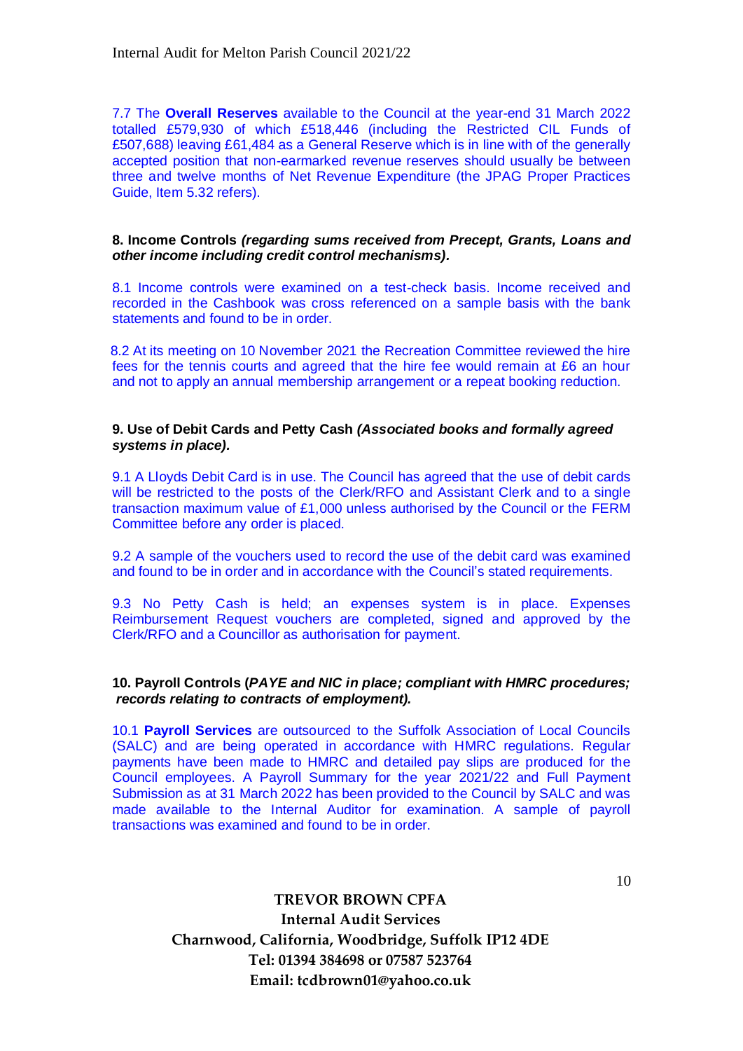7.7 The **Overall Reserves** available to the Council at the year-end 31 March 2022 totalled £579,930 of which £518,446 (including the Restricted CIL Funds of £507,688) leaving £61,484 as a General Reserve which is in line with of the generally accepted position that non-earmarked revenue reserves should usually be between three and twelve months of Net Revenue Expenditure (the JPAG Proper Practices Guide, Item 5.32 refers).

**8. Income Controls *(regarding sums received from Precept, Grants, Loans and other income including credit control mechanisms).***

8.1 Income controls were examined on a test-check basis. Income received and recorded in the Cashbook was cross referenced on a sample basis with the bank statements and found to be in order.

8.2 At its meeting on 10 November 2021 the Recreation Committee reviewed the hire fees for the tennis courts and agreed that the hire fee would remain at £6 an hour and not to apply an annual membership arrangement or a repeat booking reduction.

**9. Use of Debit Cards and Petty Cash *(Associated books and formally agreed systems in place).***

9.1 A Lloyds Debit Card is in use. The Council has agreed that the use of debit cards will be restricted to the posts of the Clerk/RFO and Assistant Clerk and to a single transaction maximum value of £1,000 unless authorised by the Council or the FERM Committee before any order is placed.

9.2 A sample of the vouchers used to record the use of the debit card was examined and found to be in order and in accordance with the Council's stated requirements.

9.3 No Petty Cash is held; an expenses system is in place. Expenses Reimbursement Request vouchers are completed, signed and approved by the Clerk/RFO and a Councillor as authorisation for payment.

**10. Payroll Controls (*PAYE and NIC in place; compliant with HMRC procedures; records relating to contracts of employment).***

10.1 **Payroll Services** are outsourced to the Suffolk Association of Local Councils (SALC) and are being operated in accordance with HMRC regulations. Regular payments have been made to HMRC and detailed pay slips are produced for the Council employees. A Payroll Summary for the year 2021/22 and Full Payment Submission as at 31 March 2022 has been provided to the Council by SALC and was made available to the Internal Auditor for examination. A sample of payroll transactions was examined and found to be in order.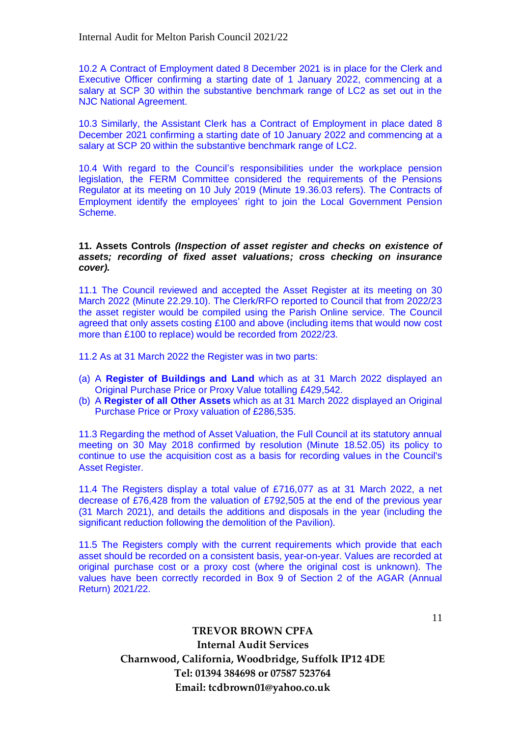10.2 A Contract of Employment dated 8 December 2021 is in place for the Clerk and Executive Officer confirming a starting date of 1 January 2022, commencing at a salary at SCP 30 within the substantive benchmark range of LC2 as set out in the NJC National Agreement.

10.3 Similarly, the Assistant Clerk has a Contract of Employment in place dated 8 December 2021 confirming a starting date of 10 January 2022 and commencing at a salary at SCP 20 within the substantive benchmark range of LC2.

10.4 With regard to the Council's responsibilities under the workplace pension legislation, the FERM Committee considered the requirements of the Pensions Regulator at its meeting on 10 July 2019 (Minute 19.36.03 refers). The Contracts of Employment identify the employees' right to join the Local Government Pension Scheme.

**11. Assets Controls *(Inspection of asset register and checks on existence of assets; recording of fixed asset valuations; cross checking on insurance cover).***

11.1 The Council reviewed and accepted the Asset Register at its meeting on 30 March 2022 (Minute 22.29.10). The Clerk/RFO reported to Council that from 2022/23 the asset register would be compiled using the Parish Online service. The Council agreed that only assets costing £100 and above (including items that would now cost more than £100 to replace) would be recorded from 2022/23.

11.2 As at 31 March 2022 the Register was in two parts:

(a) A **Register of Buildings and Land** which as at 31 March 2022 displayed an Original Purchase Price or Proxy Value totalling £429,542.
(b) A **Register of all Other Assets** which as at 31 March 2022 displayed an Original Purchase Price or Proxy valuation of £286,535.

11.3 Regarding the method of Asset Valuation, the Full Council at its statutory annual meeting on 30 May 2018 confirmed by resolution (Minute 18.52.05) its policy to continue to use the acquisition cost as a basis for recording values in the Council's Asset Register.

11.4 The Registers display a total value of £716,077 as at 31 March 2022, a net decrease of £76,428 from the valuation of £792,505 at the end of the previous year (31 March 2021), and details the additions and disposals in the year (including the significant reduction following the demolition of the Pavilion).

11.5 The Registers comply with the current requirements which provide that each asset should be recorded on a consistent basis, year-on-year. Values are recorded at original purchase cost or a proxy cost (where the original cost is unknown). The values have been correctly recorded in Box 9 of Section 2 of the AGAR (Annual Return) 2021/22.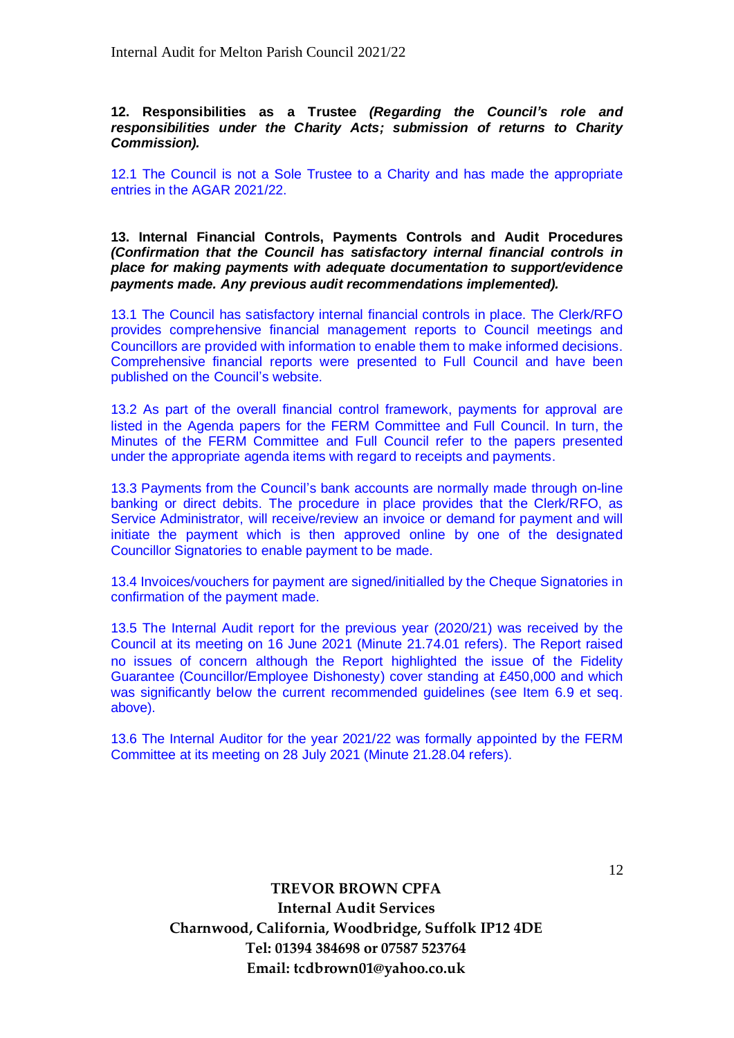**12. Responsibilities as a Trustee** ***(Regarding the Council's role and responsibilities under the Charity Acts; submission of returns to Charity Commission).***

12.1 The Council is not a Sole Trustee to a Charity and has made the appropriate entries in the AGAR 2021/22.

**13. Internal Financial Controls, Payments Controls and Audit Procedures** ***(Confirmation that the Council has satisfactory internal financial controls in place for making payments with adequate documentation to support/evidence payments made. Any previous audit recommendations implemented).***

13.1 The Council has satisfactory internal financial controls in place. The Clerk/RFO provides comprehensive financial management reports to Council meetings and Councillors are provided with information to enable them to make informed decisions. Comprehensive financial reports were presented to Full Council and have been published on the Council's website.

13.2 As part of the overall financial control framework, payments for approval are listed in the Agenda papers for the FERM Committee and Full Council. In turn, the Minutes of the FERM Committee and Full Council refer to the papers presented under the appropriate agenda items with regard to receipts and payments.

13.3 Payments from the Council's bank accounts are normally made through on-line banking or direct debits. The procedure in place provides that the Clerk/RFO, as Service Administrator, will receive/review an invoice or demand for payment and will initiate the payment which is then approved online by one of the designated Councillor Signatories to enable payment to be made.

13.4 Invoices/vouchers for payment are signed/initialled by the Cheque Signatories in confirmation of the payment made.

13.5 The Internal Audit report for the previous year (2020/21) was received by the Council at its meeting on 16 June 2021 (Minute 21.74.01 refers). The Report raised no issues of concern although the Report highlighted the issue of the Fidelity Guarantee (Councillor/Employee Dishonesty) cover standing at £450,000 and which was significantly below the current recommended guidelines (see Item 6.9 et seq. above).

13.6 The Internal Auditor for the year 2021/22 was formally appointed by the FERM Committee at its meeting on 28 July 2021 (Minute 21.28.04 refers).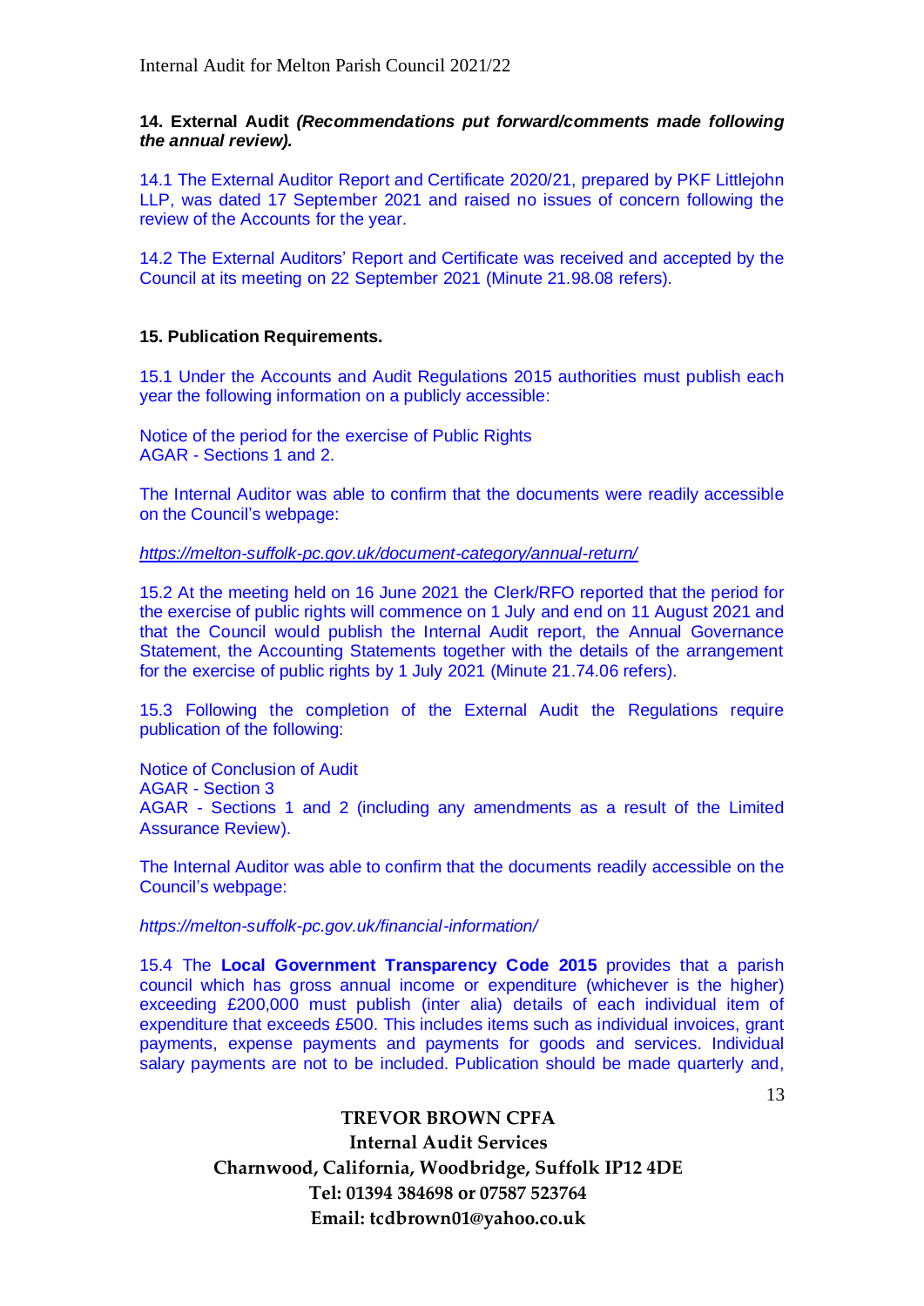**14. External Audit *(Recommendations put forward/comments made following the annual review).***

14.1 The External Auditor Report and Certificate 2020/21, prepared by PKF Littlejohn LLP, was dated 17 September 2021 and raised no issues of concern following the review of the Accounts for the year.

14.2 The External Auditors' Report and Certificate was received and accepted by the Council at its meeting on 22 September 2021 (Minute 21.98.08 refers).

**15. Publication Requirements.**

15.1 Under the Accounts and Audit Regulations 2015 authorities must publish each year the following information on a publicly accessible:

Notice of the period for the exercise of Public Rights
AGAR - Sections 1 and 2.

The Internal Auditor was able to confirm that the documents were readily accessible on the Council's webpage:

*https://melton-suffolk-pc.gov.uk/document-category/annual-return/*

15.2 At the meeting held on 16 June 2021 the Clerk/RFO reported that the period for the exercise of public rights will commence on 1 July and end on 11 August 2021 and that the Council would publish the Internal Audit report, the Annual Governance Statement, the Accounting Statements together with the details of the arrangement for the exercise of public rights by 1 July 2021 (Minute 21.74.06 refers).

15.3 Following the completion of the External Audit the Regulations require publication of the following:

Notice of Conclusion of Audit
AGAR - Section 3
AGAR - Sections 1 and 2 (including any amendments as a result of the Limited Assurance Review).

The Internal Auditor was able to confirm that the documents readily accessible on the Council's webpage:

*https://melton-suffolk-pc.gov.uk/financial-information/*

15.4 The **Local Government Transparency Code 2015** provides that a parish council which has gross annual income or expenditure (whichever is the higher) exceeding £200,000 must publish (inter alia) details of each individual item of expenditure that exceeds £500. This includes items such as individual invoices, grant payments, expense payments and payments for goods and services. Individual salary payments are not to be included. Publication should be made quarterly and,

**TREVOR BROWN CPFA**
**Internal Audit Services**
**Charnwood, California, Woodbridge, Suffolk IP12 4DE**
**Tel: 01394 384698 or 07587 523764**
**Email: tcdbrown01@yahoo.co.uk**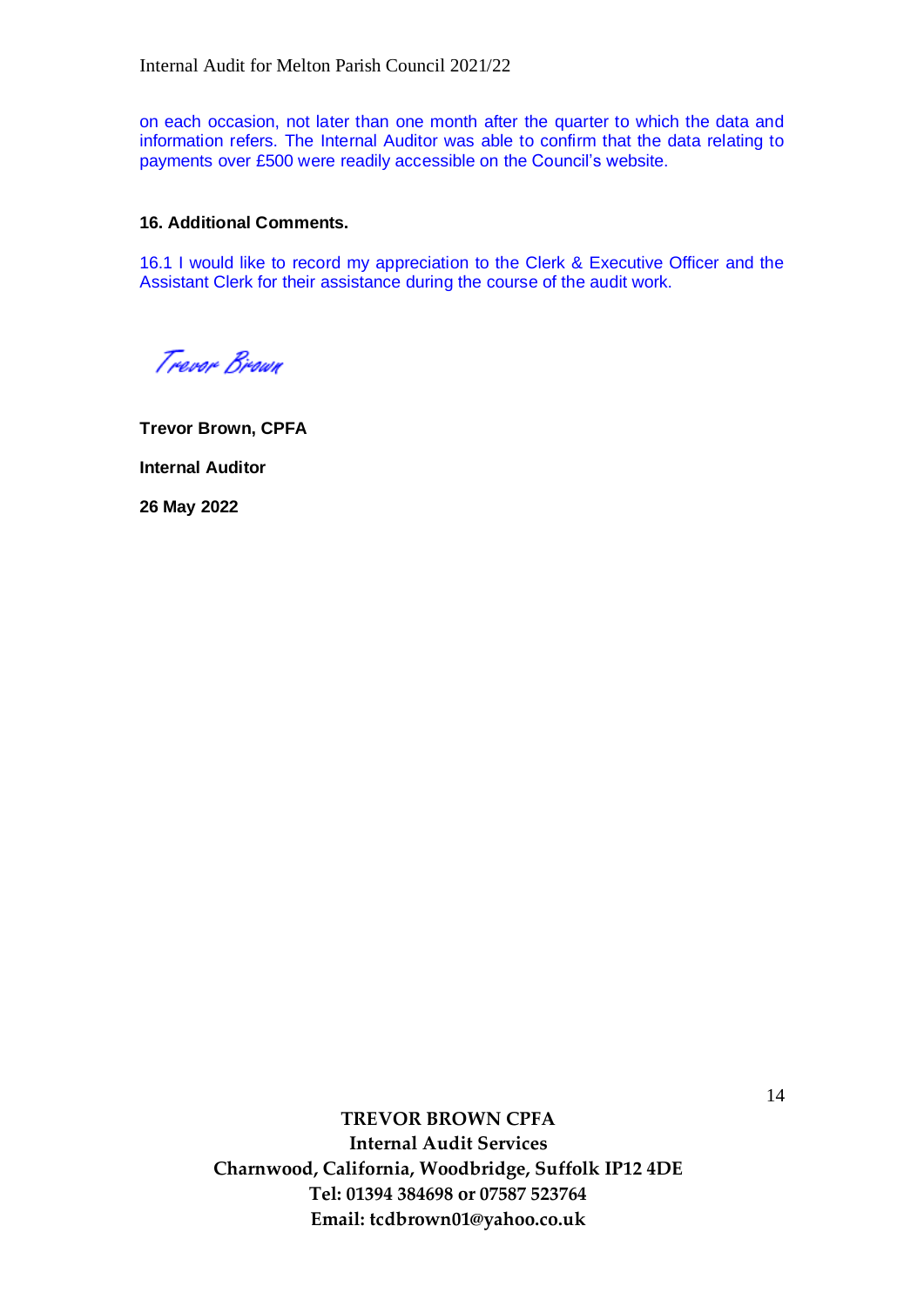on each occasion, not later than one month after the quarter to which the data and information refers. The Internal Auditor was able to confirm that the data relating to payments over £500 were readily accessible on the Council's website.

**16. Additional Comments.**

16.1 I would like to record my appreciation to the Clerk & Executive Officer and the Assistant Clerk for their assistance during the course of the audit work.

*Trevor Brown*

**Trevor Brown, CPFA**

**Internal Auditor**

**26 May 2022**

**TREVOR BROWN CPFA**
**Internal Audit Services**
**Charnwood, California, Woodbridge, Suffolk IP12 4DE**
**Tel: 01394 384698 or 07587 523764**
**Email: tcdbrown01@yahoo.co.uk**